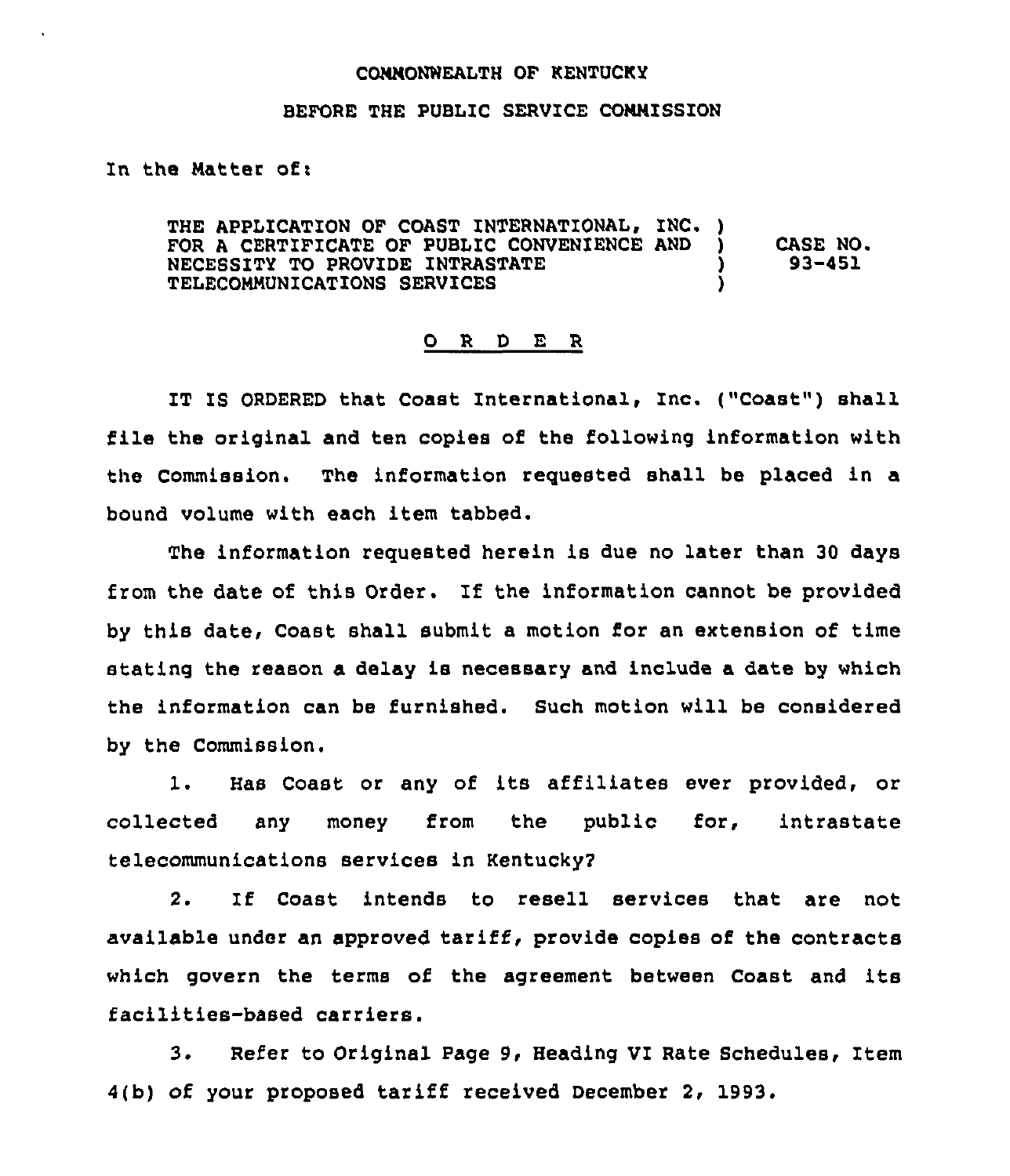COMMONWEALTH OF KENTUCKY

BEFORE THE PUBLIC SERVICE COMMISSION

In the Matter of:

THE APPLICATION OF COAST INTERNATIONAL, INC. )
FOR A CERTIFICATE OF PUBLIC CONVENIENCE AND ) CASE NO.
NECESSITY TO PROVIDE INTRASTATE ) 93-451
TELECOMMUNICATIONS SERVICES )

## O R D E R

IT IS ORDERED that Coast International, Inc. ("Coast") shall file the original and ten copies of the following information with the Commission. The information requested shall be placed in a bound volume with each item tabbed.

The information requested herein is due no later than 30 days from the date of this Order. If the information cannot be provided by this date, Coast shall submit a motion for an extension of time stating the reason a delay is necessary and include a date by which the information can be furnished. Such motion will be considered by the Commission.

1. Has Coast or any of its affiliates ever provided, or collected any money from the public for, intrastate telecommunications services in Kentucky?

2. If Coast intends to resell services that are not available under an approved tariff, provide copies of the contracts which govern the terms of the agreement between Coast and its facilities-based carriers.

3. Refer to Original Page 9, Heading VI Rate Schedules, Item 4(b) of your proposed tariff received December 2, 1993.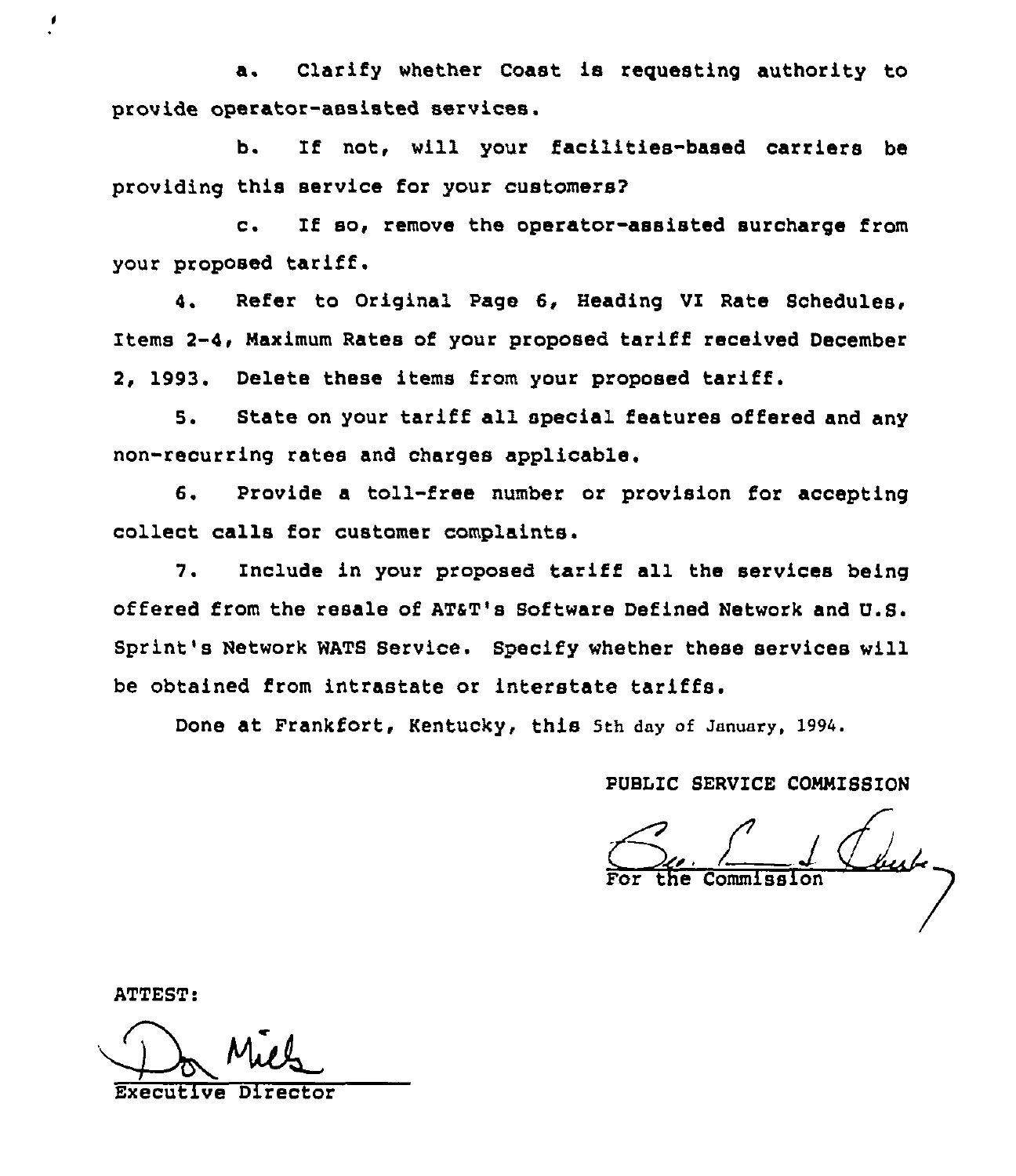a. Clarify whether Coast is requesting authority to provide operator-assisted services.

b. If not, will your facilities-based carriers be providing this service for your customers?

c. If so, remove the operator-assisted surcharge from your proposed tariff.

4. Refer to Original Page 6, Heading VI Rate Schedules, Items 2-4, Maximum Rates of your proposed tariff received December 2, 1993. Delete these items from your proposed tariff.

5. State on your tariff all special features offered and any non-recurring rates and charges applicable.

6. Provide a toll-free number or provision for accepting collect calls for customer complaints.

7. Include in your proposed tariff all the services being offered from the resale of AT&T's Software Defined Network and U.S. Sprint's Network WATS Service. Specify whether these services will be obtained from intrastate or interstate tariffs.

Done at Frankfort, Kentucky, this 5th day of January, 1994.

PUBLIC SERVICE COMMISSION

For the Commission

ATTEST:

Executive Director